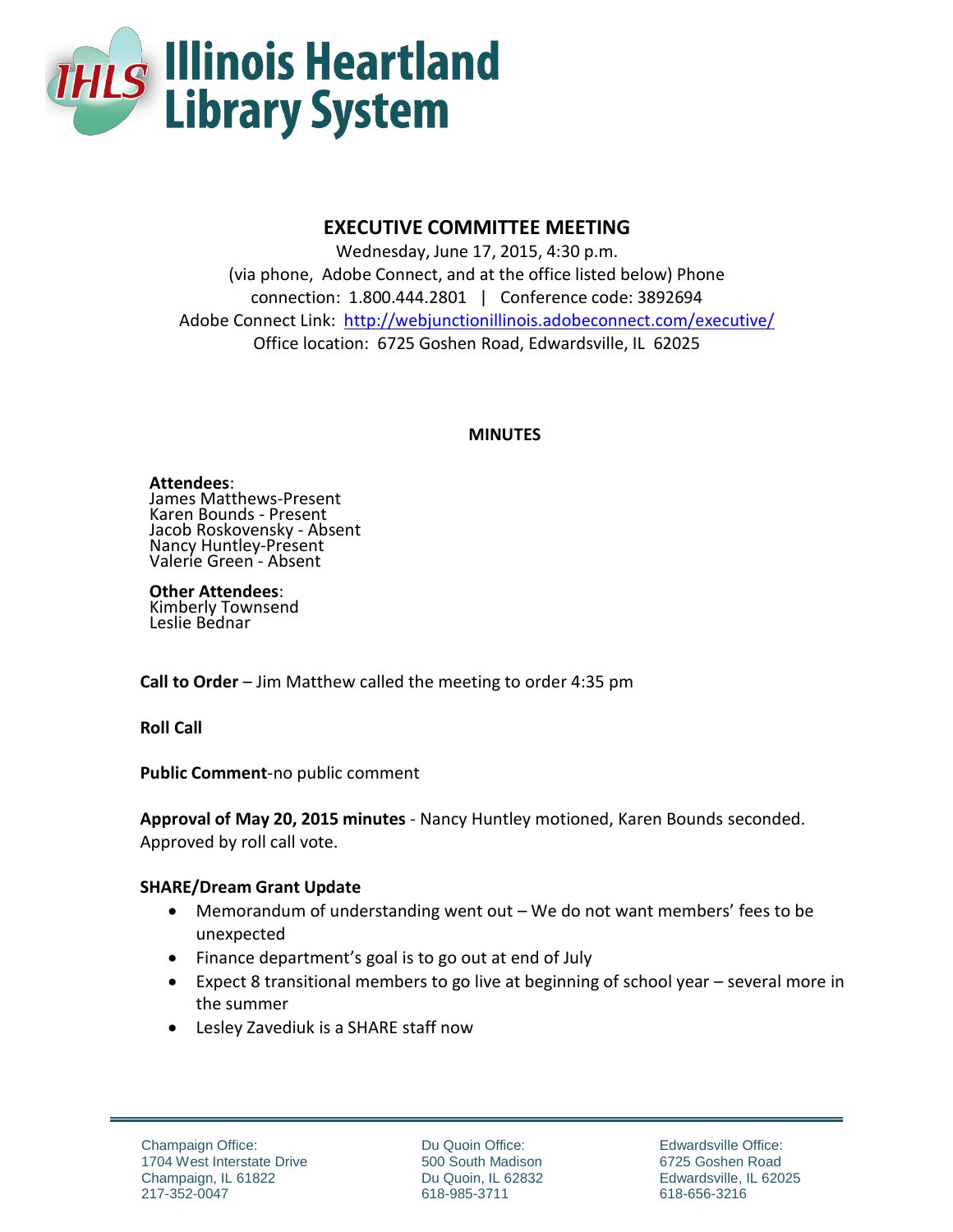# Illinois Heartland Library System

## EXECUTIVE COMMITTEE MEETING

Wednesday, June 17, 2015, 4:30 p.m.
(via phone, Adobe Connect, and at the office listed below) Phone connection: 1.800.444.2801 | Conference code: 3892694
Adobe Connect Link: http://webjunctionillinois.adobeconnect.com/executive/
Office location: 6725 Goshen Road, Edwardsville, IL 62025

**MINUTES**

**Attendees**:
James Matthews-Present
Karen Bounds - Present
Jacob Roskovensky - Absent
Nancy Huntley-Present
Valerie Green - Absent

**Other Attendees**:
Kimberly Townsend
Leslie Bednar

**Call to Order** – Jim Matthew called the meeting to order 4:35 pm

**Roll Call**

**Public Comment**-no public comment

**Approval of May 20, 2015 minutes** - Nancy Huntley motioned, Karen Bounds seconded. Approved by roll call vote.

**SHARE/Dream Grant Update**

- Memorandum of understanding went out – We do not want members' fees to be unexpected
- Finance department's goal is to go out at end of July
- Expect 8 transitional members to go live at beginning of school year – several more in the summer
- Lesley Zavediuk is a SHARE staff now

Champaign Office:
1704 West Interstate Drive
Champaign, IL 61822
217-352-0047

Du Quoin Office:
500 South Madison
Du Quoin, IL 62832
618-985-3711

Edwardsville Office:
6725 Goshen Road
Edwardsville, IL 62025
618-656-3216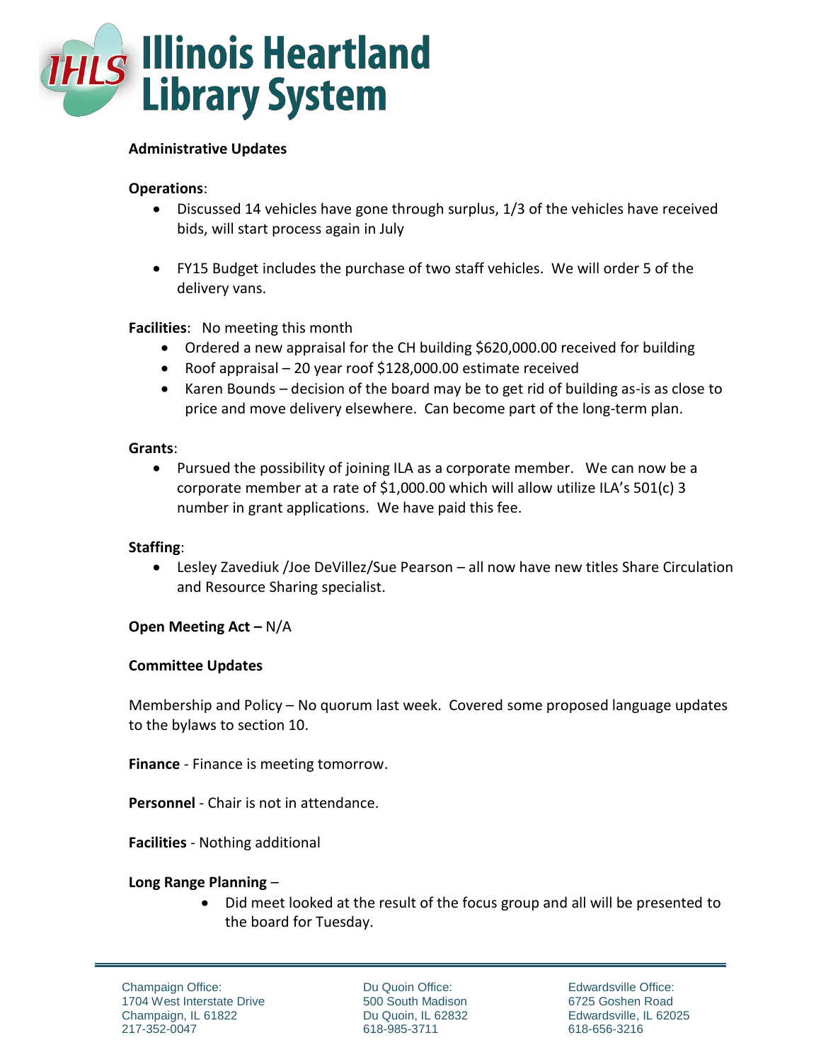**Administrative Updates**

**Operations**:

- Discussed 14 vehicles have gone through surplus, 1/3 of the vehicles have received bids, will start process again in July
- FY15 Budget includes the purchase of two staff vehicles. We will order 5 of the delivery vans.

**Facilities**: No meeting this month

- Ordered a new appraisal for the CH building $620,000.00 received for building
- Roof appraisal – 20 year roof $128,000.00 estimate received
- Karen Bounds – decision of the board may be to get rid of building as-is as close to price and move delivery elsewhere. Can become part of the long-term plan.

**Grants**:

- Pursued the possibility of joining ILA as a corporate member. We can now be a corporate member at a rate of $1,000.00 which will allow utilize ILA's 501(c) 3 number in grant applications. We have paid this fee.

**Staffing**:

- Lesley Zavediuk /Joe DeVillez/Sue Pearson – all now have new titles Share Circulation and Resource Sharing specialist.

**Open Meeting Act –** N/A

**Committee Updates**

Membership and Policy – No quorum last week. Covered some proposed language updates to the bylaws to section 10.

**Finance** - Finance is meeting tomorrow.

**Personnel** - Chair is not in attendance.

**Facilities** - Nothing additional

**Long Range Planning** –

- Did meet looked at the result of the focus group and all will be presented to the board for Tuesday.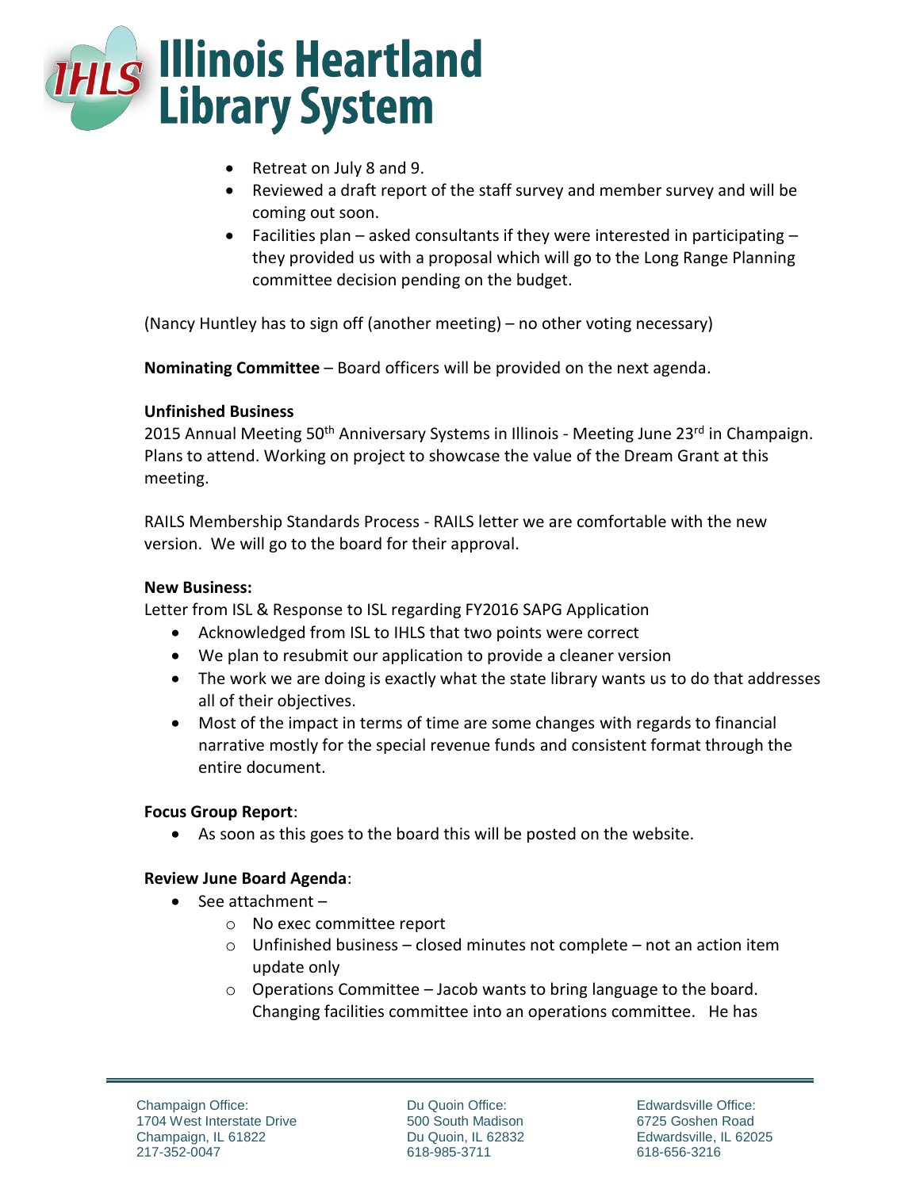- Retreat on July 8 and 9.
- Reviewed a draft report of the staff survey and member survey and will be coming out soon.
- Facilities plan – asked consultants if they were interested in participating – they provided us with a proposal which will go to the Long Range Planning committee decision pending on the budget.

(Nancy Huntley has to sign off (another meeting) – no other voting necessary)

**Nominating Committee** – Board officers will be provided on the next agenda.

**Unfinished Business**

2015 Annual Meeting 50th Anniversary Systems in Illinois - Meeting June 23rd in Champaign. Plans to attend. Working on project to showcase the value of the Dream Grant at this meeting.

RAILS Membership Standards Process - RAILS letter we are comfortable with the new version. We will go to the board for their approval.

**New Business:**

Letter from ISL & Response to ISL regarding FY2016 SAPG Application

- Acknowledged from ISL to IHLS that two points were correct
- We plan to resubmit our application to provide a cleaner version
- The work we are doing is exactly what the state library wants us to do that addresses all of their objectives.
- Most of the impact in terms of time are some changes with regards to financial narrative mostly for the special revenue funds and consistent format through the entire document.

**Focus Group Report**:

- As soon as this goes to the board this will be posted on the website.

**Review June Board Agenda**:

- See attachment –
  - No exec committee report
  - Unfinished business – closed minutes not complete – not an action item update only
  - Operations Committee – Jacob wants to bring language to the board. Changing facilities committee into an operations committee. He has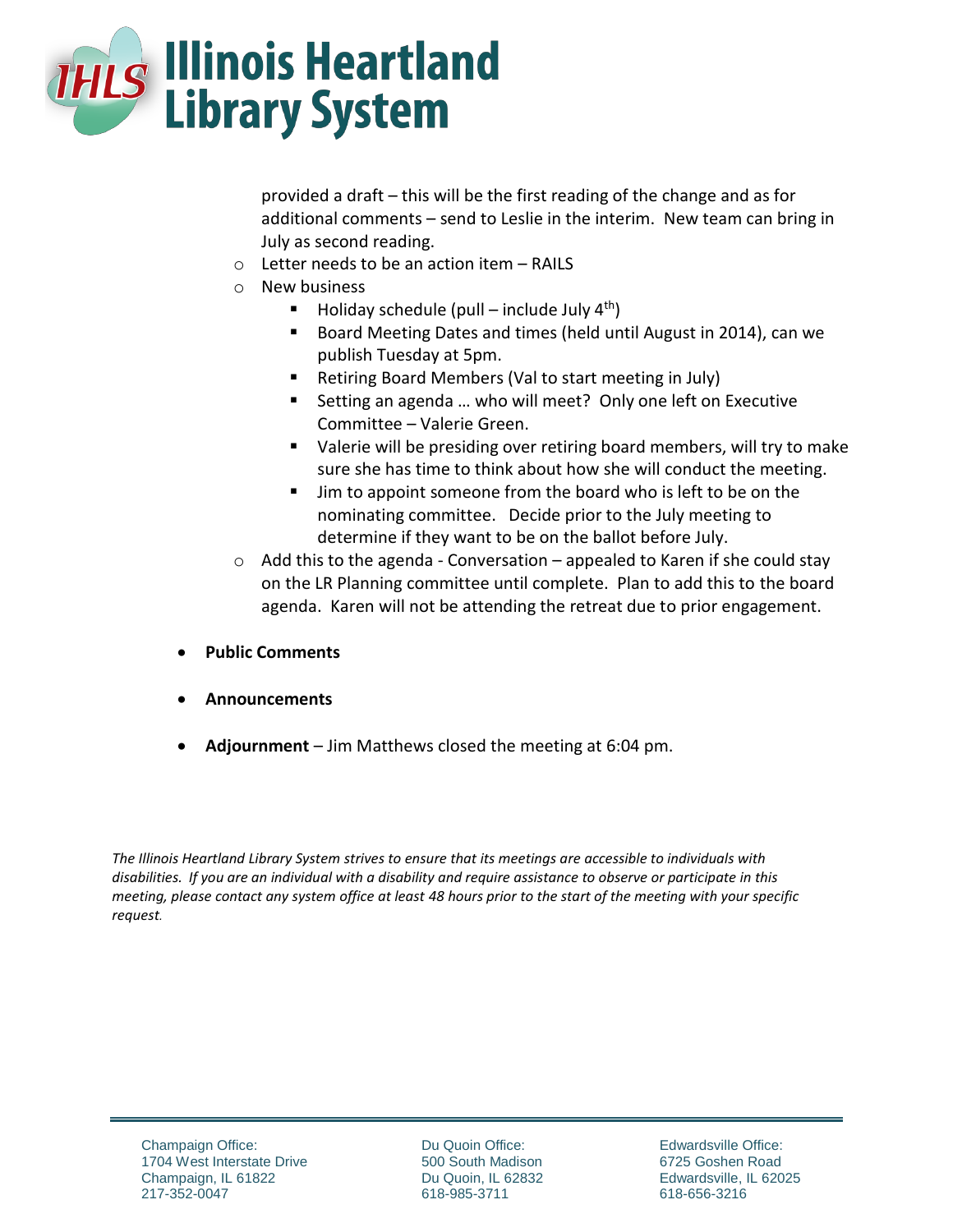provided a draft – this will be the first reading of the change and as for additional comments – send to Leslie in the interim. New team can bring in July as second reading.

- Letter needs to be an action item – RAILS
- New business
  - Holiday schedule (pull – include July 4th)
  - Board Meeting Dates and times (held until August in 2014), can we publish Tuesday at 5pm.
  - Retiring Board Members (Val to start meeting in July)
  - Setting an agenda … who will meet? Only one left on Executive Committee – Valerie Green.
  - Valerie will be presiding over retiring board members, will try to make sure she has time to think about how she will conduct the meeting.
  - Jim to appoint someone from the board who is left to be on the nominating committee. Decide prior to the July meeting to determine if they want to be on the ballot before July.
- Add this to the agenda - Conversation – appealed to Karen if she could stay on the LR Planning committee until complete. Plan to add this to the board agenda. Karen will not be attending the retreat due to prior engagement.

- **Public Comments**
- **Announcements**
- **Adjournment** – Jim Matthews closed the meeting at 6:04 pm.

*The Illinois Heartland Library System strives to ensure that its meetings are accessible to individuals with disabilities. If you are an individual with a disability and require assistance to observe or participate in this meeting, please contact any system office at least 48 hours prior to the start of the meeting with your specific request.*